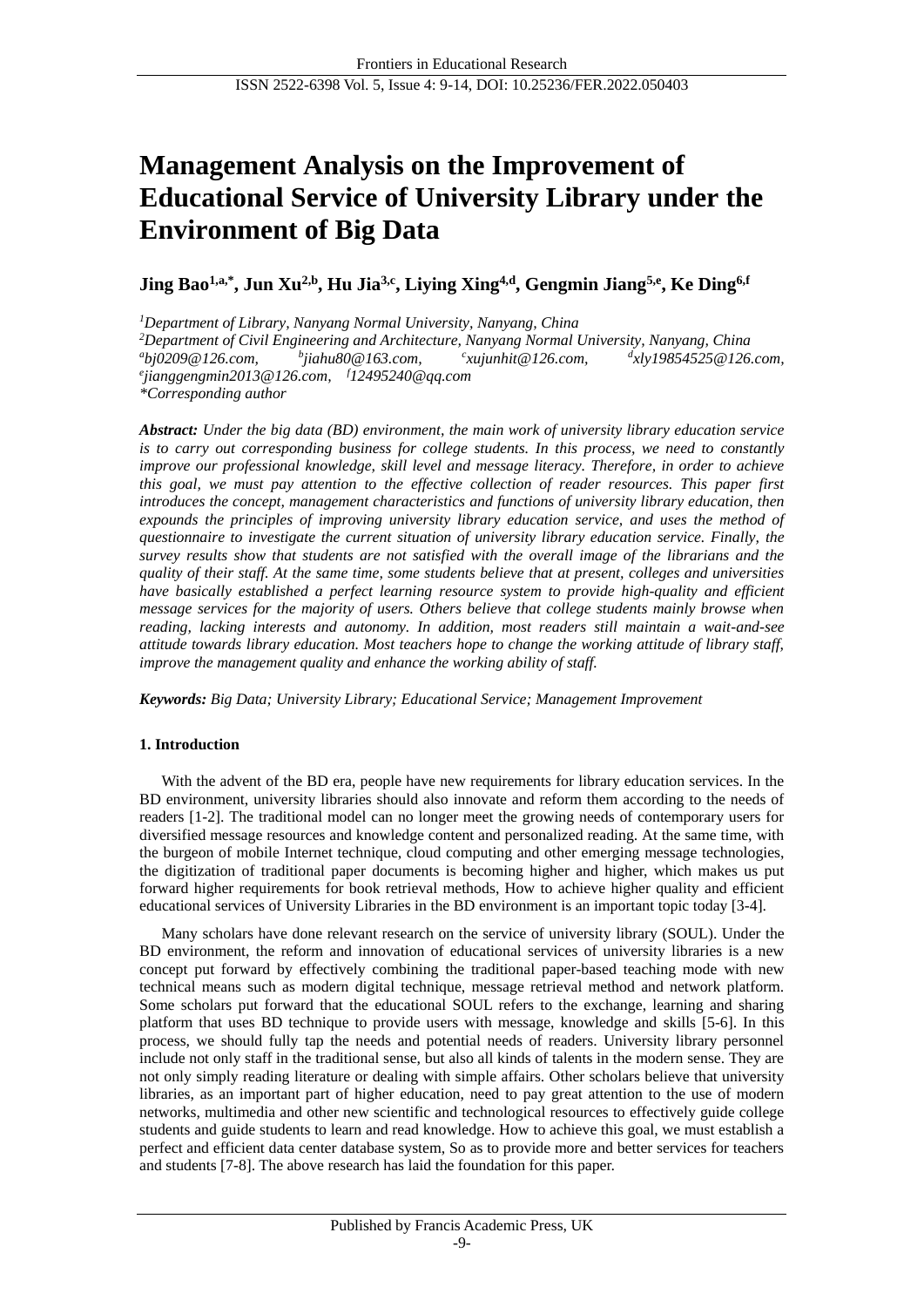# Management Analysis on the Improvement of Educational Service of University Library under the Environment of Big Data

**Jing Bao[1,a,*], Jun Xu[2,b], Hu Jia[3,c], Liying Xing[4,d], Gengmin Jiang[5,e], Ke Ding[6,f]**

*[1]Department of Library, Nanyang Normal University, Nanyang, China*
*[2]Department of Civil Engineering and Architecture, Nanyang Normal University, Nanyang, China*
*[a]bj0209@126.com, [b]jiahu80@163.com, [c]xujunhit@126.com, [d]xly19854525@126.com, [e]jianggengmin2013@126.com, [f]12495240@qq.com*
**Corresponding author*

***Abstract:*** *Under the big data (BD) environment, the main work of university library education service is to carry out corresponding business for college students. In this process, we need to constantly improve our professional knowledge, skill level and message literacy. Therefore, in order to achieve this goal, we must pay attention to the effective collection of reader resources. This paper first introduces the concept, management characteristics and functions of university library education, then expounds the principles of improving university library education service, and uses the method of questionnaire to investigate the current situation of university library education service. Finally, the survey results show that students are not satisfied with the overall image of the librarians and the quality of their staff. At the same time, some students believe that at present, colleges and universities have basically established a perfect learning resource system to provide high-quality and efficient message services for the majority of users. Others believe that college students mainly browse when reading, lacking interests and autonomy. In addition, most readers still maintain a wait-and-see attitude towards library education. Most teachers hope to change the working attitude of library staff, improve the management quality and enhance the working ability of staff.*

***Keywords:*** *Big Data; University Library; Educational Service; Management Improvement*

## 1. Introduction

With the advent of the BD era, people have new requirements for library education services. In the BD environment, university libraries should also innovate and reform them according to the needs of readers [1-2]. The traditional model can no longer meet the growing needs of contemporary users for diversified message resources and knowledge content and personalized reading. At the same time, with the burgeon of mobile Internet technique, cloud computing and other emerging message technologies, the digitization of traditional paper documents is becoming higher and higher, which makes us put forward higher requirements for book retrieval methods, How to achieve higher quality and efficient educational services of University Libraries in the BD environment is an important topic today [3-4].

Many scholars have done relevant research on the service of university library (SOUL). Under the BD environment, the reform and innovation of educational services of university libraries is a new concept put forward by effectively combining the traditional paper-based teaching mode with new technical means such as modern digital technique, message retrieval method and network platform. Some scholars put forward that the educational SOUL refers to the exchange, learning and sharing platform that uses BD technique to provide users with message, knowledge and skills [5-6]. In this process, we should fully tap the needs and potential needs of readers. University library personnel include not only staff in the traditional sense, but also all kinds of talents in the modern sense. They are not only simply reading literature or dealing with simple affairs. Other scholars believe that university libraries, as an important part of higher education, need to pay great attention to the use of modern networks, multimedia and other new scientific and technological resources to effectively guide college students and guide students to learn and read knowledge. How to achieve this goal, we must establish a perfect and efficient data center database system, So as to provide more and better services for teachers and students [7-8]. The above research has laid the foundation for this paper.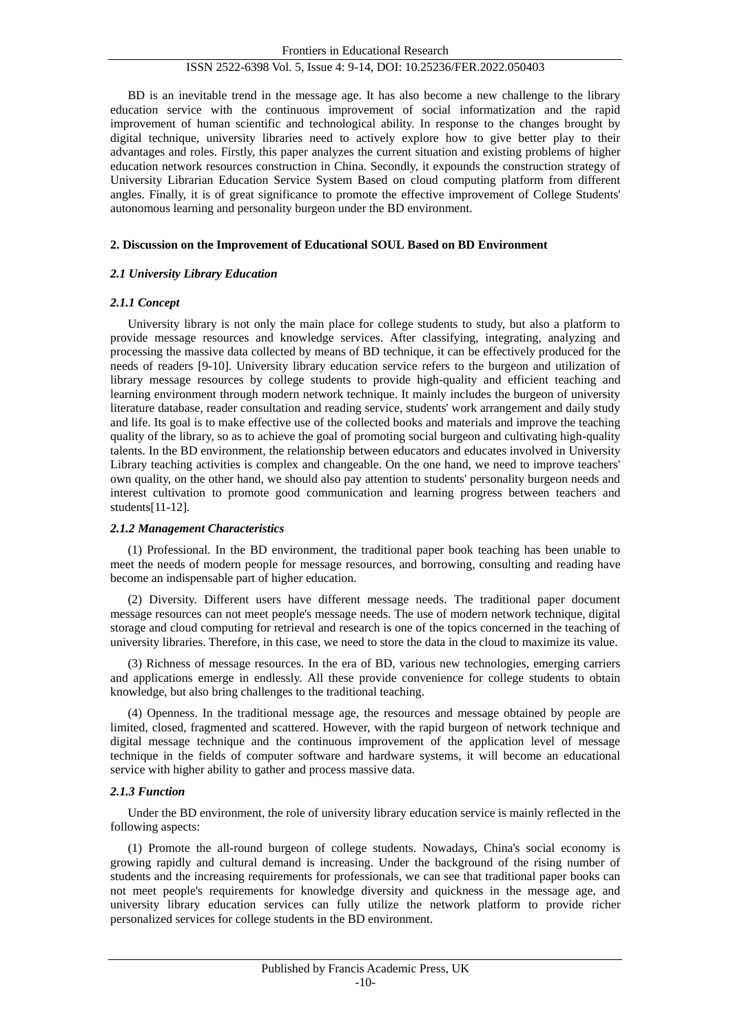BD is an inevitable trend in the message age. It has also become a new challenge to the library education service with the continuous improvement of social informatization and the rapid improvement of human scientific and technological ability. In response to the changes brought by digital technique, university libraries need to actively explore how to give better play to their advantages and roles. Firstly, this paper analyzes the current situation and existing problems of higher education network resources construction in China. Secondly, it expounds the construction strategy of University Librarian Education Service System Based on cloud computing platform from different angles. Finally, it is of great significance to promote the effective improvement of College Students' autonomous learning and personality burgeon under the BD environment.

## 2. Discussion on the Improvement of Educational SOUL Based on BD Environment

### *2.1 University Library Education*

#### *2.1.1 Concept*

University library is not only the main place for college students to study, but also a platform to provide message resources and knowledge services. After classifying, integrating, analyzing and processing the massive data collected by means of BD technique, it can be effectively produced for the needs of readers [9-10]. University library education service refers to the burgeon and utilization of library message resources by college students to provide high-quality and efficient teaching and learning environment through modern network technique. It mainly includes the burgeon of university literature database, reader consultation and reading service, students' work arrangement and daily study and life. Its goal is to make effective use of the collected books and materials and improve the teaching quality of the library, so as to achieve the goal of promoting social burgeon and cultivating high-quality talents. In the BD environment, the relationship between educators and educates involved in University Library teaching activities is complex and changeable. On the one hand, we need to improve teachers' own quality, on the other hand, we should also pay attention to students' personality burgeon needs and interest cultivation to promote good communication and learning progress between teachers and students[11-12].

#### *2.1.2 Management Characteristics*

(1) Professional. In the BD environment, the traditional paper book teaching has been unable to meet the needs of modern people for message resources, and borrowing, consulting and reading have become an indispensable part of higher education.

(2) Diversity. Different users have different message needs. The traditional paper document message resources can not meet people's message needs. The use of modern network technique, digital storage and cloud computing for retrieval and research is one of the topics concerned in the teaching of university libraries. Therefore, in this case, we need to store the data in the cloud to maximize its value.

(3) Richness of message resources. In the era of BD, various new technologies, emerging carriers and applications emerge in endlessly. All these provide convenience for college students to obtain knowledge, but also bring challenges to the traditional teaching.

(4) Openness. In the traditional message age, the resources and message obtained by people are limited, closed, fragmented and scattered. However, with the rapid burgeon of network technique and digital message technique and the continuous improvement of the application level of message technique in the fields of computer software and hardware systems, it will become an educational service with higher ability to gather and process massive data.

#### *2.1.3 Function*

Under the BD environment, the role of university library education service is mainly reflected in the following aspects:

(1) Promote the all-round burgeon of college students. Nowadays, China's social economy is growing rapidly and cultural demand is increasing. Under the background of the rising number of students and the increasing requirements for professionals, we can see that traditional paper books can not meet people's requirements for knowledge diversity and quickness in the message age, and university library education services can fully utilize the network platform to provide richer personalized services for college students in the BD environment.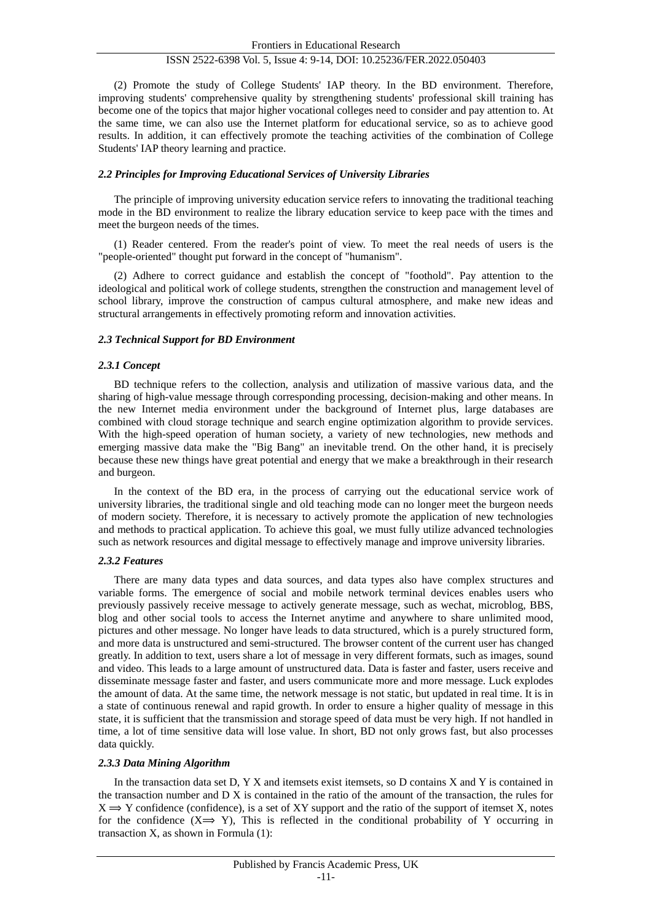(2) Promote the study of College Students' IAP theory. In the BD environment. Therefore, improving students' comprehensive quality by strengthening students' professional skill training has become one of the topics that major higher vocational colleges need to consider and pay attention to. At the same time, we can also use the Internet platform for educational service, so as to achieve good results. In addition, it can effectively promote the teaching activities of the combination of College Students' IAP theory learning and practice.

### *2.2 Principles for Improving Educational Services of University Libraries*

The principle of improving university education service refers to innovating the traditional teaching mode in the BD environment to realize the library education service to keep pace with the times and meet the burgeon needs of the times.

(1) Reader centered. From the reader's point of view. To meet the real needs of users is the "people-oriented" thought put forward in the concept of "humanism".

(2) Adhere to correct guidance and establish the concept of "foothold". Pay attention to the ideological and political work of college students, strengthen the construction and management level of school library, improve the construction of campus cultural atmosphere, and make new ideas and structural arrangements in effectively promoting reform and innovation activities.

### *2.3 Technical Support for BD Environment*

#### *2.3.1 Concept*

BD technique refers to the collection, analysis and utilization of massive various data, and the sharing of high-value message through corresponding processing, decision-making and other means. In the new Internet media environment under the background of Internet plus, large databases are combined with cloud storage technique and search engine optimization algorithm to provide services. With the high-speed operation of human society, a variety of new technologies, new methods and emerging massive data make the "Big Bang" an inevitable trend. On the other hand, it is precisely because these new things have great potential and energy that we make a breakthrough in their research and burgeon.

In the context of the BD era, in the process of carrying out the educational service work of university libraries, the traditional single and old teaching mode can no longer meet the burgeon needs of modern society. Therefore, it is necessary to actively promote the application of new technologies and methods to practical application. To achieve this goal, we must fully utilize advanced technologies such as network resources and digital message to effectively manage and improve university libraries.

#### *2.3.2 Features*

There are many data types and data sources, and data types also have complex structures and variable forms. The emergence of social and mobile network terminal devices enables users who previously passively receive message to actively generate message, such as wechat, microblog, BBS, blog and other social tools to access the Internet anytime and anywhere to share unlimited mood, pictures and other message. No longer have leads to data structured, which is a purely structured form, and more data is unstructured and semi-structured. The browser content of the current user has changed greatly. In addition to text, users share a lot of message in very different formats, such as images, sound and video. This leads to a large amount of unstructured data. Data is faster and faster, users receive and disseminate message faster and faster, and users communicate more and more message. Luck explodes the amount of data. At the same time, the network message is not static, but updated in real time. It is in a state of continuous renewal and rapid growth. In order to ensure a higher quality of message in this state, it is sufficient that the transmission and storage speed of data must be very high. If not handled in time, a lot of time sensitive data will lose value. In short, BD not only grows fast, but also processes data quickly.

#### *2.3.3 Data Mining Algorithm*

In the transaction data set D, Y X and itemsets exist itemsets, so D contains X and Y is contained in the transaction number and D X is contained in the ratio of the amount of the transaction, the rules for $X \Longrightarrow Y$ confidence (confidence), is a set of XY support and the ratio of the support of itemset X, notes for the confidence $(X \Longrightarrow Y)$, This is reflected in the conditional probability of Y occurring in transaction X, as shown in Formula (1):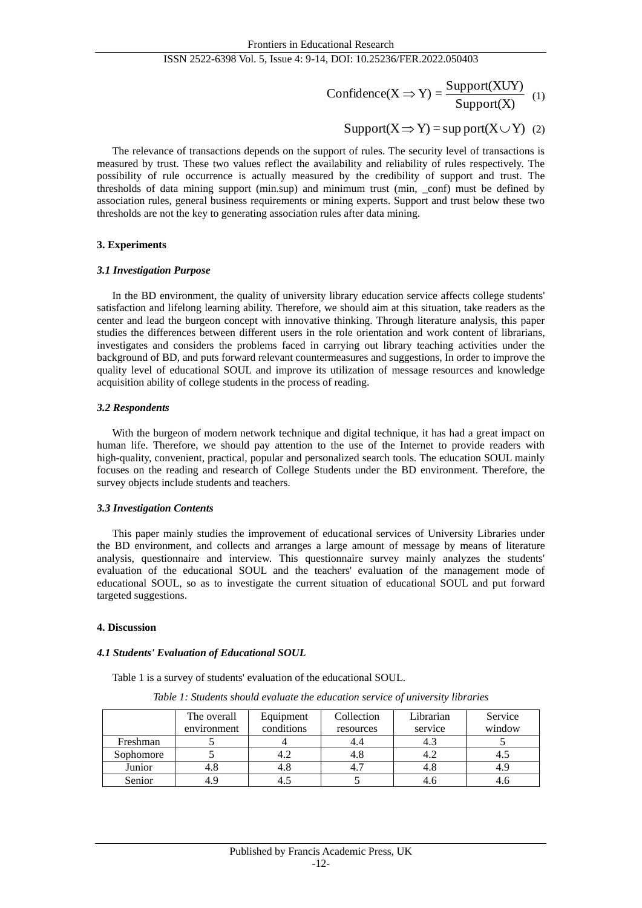$$\text{Confidence}(X \Rightarrow Y) = \frac{\text{Support}(XUY)}{\text{Support}(X)} \quad (1)$$

$$\text{Support}(X \Rightarrow Y) = \text{sup port}(X \cup Y) \quad (2)$$

The relevance of transactions depends on the support of rules. The security level of transactions is measured by trust. These two values reflect the availability and reliability of rules respectively. The possibility of rule occurrence is actually measured by the credibility of support and trust. The thresholds of data mining support (min.sup) and minimum trust (min, _conf) must be defined by association rules, general business requirements or mining experts. Support and trust below these two thresholds are not the key to generating association rules after data mining.

## 3. Experiments

### *3.1 Investigation Purpose*

In the BD environment, the quality of university library education service affects college students' satisfaction and lifelong learning ability. Therefore, we should aim at this situation, take readers as the center and lead the burgeon concept with innovative thinking. Through literature analysis, this paper studies the differences between different users in the role orientation and work content of librarians, investigates and considers the problems faced in carrying out library teaching activities under the background of BD, and puts forward relevant countermeasures and suggestions, In order to improve the quality level of educational SOUL and improve its utilization of message resources and knowledge acquisition ability of college students in the process of reading.

### *3.2 Respondents*

With the burgeon of modern network technique and digital technique, it has had a great impact on human life. Therefore, we should pay attention to the use of the Internet to provide readers with high-quality, convenient, practical, popular and personalized search tools. The education SOUL mainly focuses on the reading and research of College Students under the BD environment. Therefore, the survey objects include students and teachers.

### *3.3 Investigation Contents*

This paper mainly studies the improvement of educational services of University Libraries under the BD environment, and collects and arranges a large amount of message by means of literature analysis, questionnaire and interview. This questionnaire survey mainly analyzes the students' evaluation of the educational SOUL and the teachers' evaluation of the management mode of educational SOUL, so as to investigate the current situation of educational SOUL and put forward targeted suggestions.

## 4. Discussion

### *4.1 Students' Evaluation of Educational SOUL*

Table 1 is a survey of students' evaluation of the educational SOUL.

*Table 1: Students should evaluate the education service of university libraries*

| | The overall environment | Equipment conditions | Collection resources | Librarian service | Service window |
|---|---|---|---|---|---|
| Freshman | 5 | 4 | 4.4 | 4.3 | 5 |
| Sophomore | 5 | 4.2 | 4.8 | 4.2 | 4.5 |
| Junior | 4.8 | 4.8 | 4.7 | 4.8 | 4.9 |
| Senior | 4.9 | 4.5 | 5 | 4.6 | 4.6 |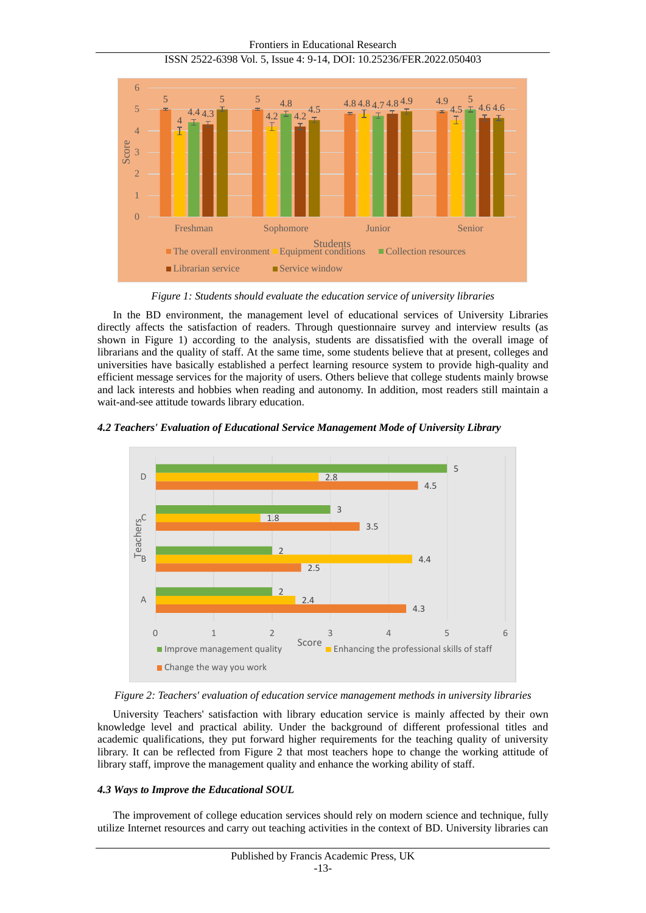*Figure 1: Students should evaluate the education service of university libraries*

In the BD environment, the management level of educational services of University Libraries directly affects the satisfaction of readers. Through questionnaire survey and interview results (as shown in Figure 1) according to the analysis, students are dissatisfied with the overall image of librarians and the quality of staff. At the same time, some students believe that at present, colleges and universities have basically established a perfect learning resource system to provide high-quality and efficient message services for the majority of users. Others believe that college students mainly browse and lack interests and hobbies when reading and autonomy. In addition, most readers still maintain a wait-and-see attitude towards library education.

#### *4.2 Teachers' Evaluation of Educational Service Management Mode of University Library*

*Figure 2: Teachers' evaluation of education service management methods in university libraries*

University Teachers' satisfaction with library education service is mainly affected by their own knowledge level and practical ability. Under the background of different professional titles and academic qualifications, they put forward higher requirements for the teaching quality of university library. It can be reflected from Figure 2 that most teachers hope to change the working attitude of library staff, improve the management quality and enhance the working ability of staff.

#### *4.3 Ways to Improve the Educational SOUL*

The improvement of college education services should rely on modern science and technique, fully utilize Internet resources and carry out teaching activities in the context of BD. University libraries can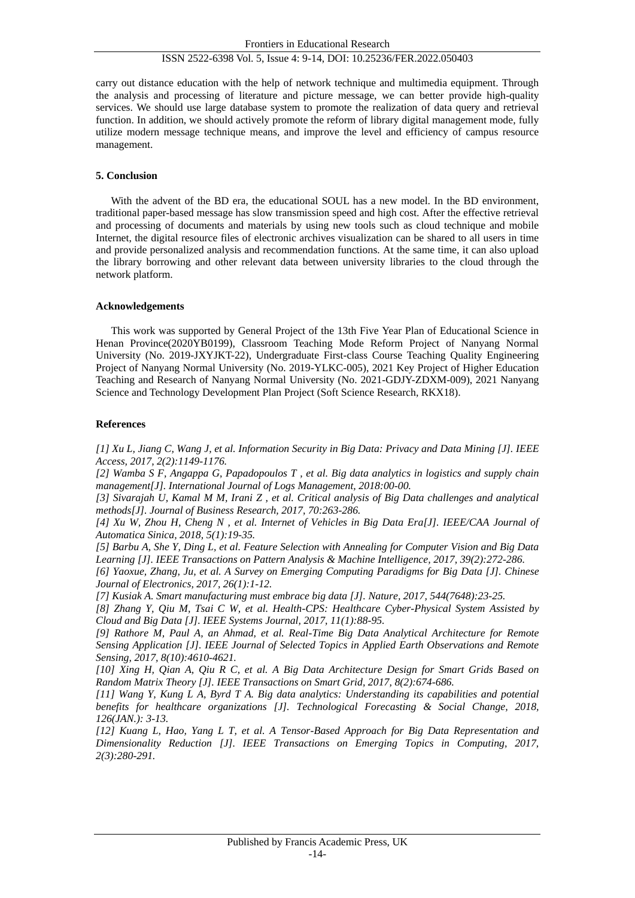carry out distance education with the help of network technique and multimedia equipment. Through the analysis and processing of literature and picture message, we can better provide high-quality services. We should use large database system to promote the realization of data query and retrieval function. In addition, we should actively promote the reform of library digital management mode, fully utilize modern message technique means, and improve the level and efficiency of campus resource management.

## 5. Conclusion

With the advent of the BD era, the educational SOUL has a new model. In the BD environment, traditional paper-based message has slow transmission speed and high cost. After the effective retrieval and processing of documents and materials by using new tools such as cloud technique and mobile Internet, the digital resource files of electronic archives visualization can be shared to all users in time and provide personalized analysis and recommendation functions. At the same time, it can also upload the library borrowing and other relevant data between university libraries to the cloud through the network platform.

## Acknowledgements

This work was supported by General Project of the 13th Five Year Plan of Educational Science in Henan Province(2020YB0199), Classroom Teaching Mode Reform Project of Nanyang Normal University (No. 2019-JXYJKT-22), Undergraduate First-class Course Teaching Quality Engineering Project of Nanyang Normal University (No. 2019-YLKC-005), 2021 Key Project of Higher Education Teaching and Research of Nanyang Normal University (No. 2021-GDJY-ZDXM-009), 2021 Nanyang Science and Technology Development Plan Project (Soft Science Research, RKX18).

## References

*[1] Xu L, Jiang C, Wang J, et al. Information Security in Big Data: Privacy and Data Mining [J]. IEEE Access, 2017, 2(2):1149-1176.*

*[2] Wamba S F, Angappa G, Papadopoulos T , et al. Big data analytics in logistics and supply chain management[J]. International Journal of Logs Management, 2018:00-00.*

*[3] Sivarajah U, Kamal M M, Irani Z , et al. Critical analysis of Big Data challenges and analytical methods[J]. Journal of Business Research, 2017, 70:263-286.*

*[4] Xu W, Zhou H, Cheng N , et al. Internet of Vehicles in Big Data Era[J]. IEEE/CAA Journal of Automatica Sinica, 2018, 5(1):19-35.*

*[5] Barbu A, She Y, Ding L, et al. Feature Selection with Annealing for Computer Vision and Big Data Learning [J]. IEEE Transactions on Pattern Analysis & Machine Intelligence, 2017, 39(2):272-286.*

*[6] Yaoxue, Zhang, Ju, et al. A Survey on Emerging Computing Paradigms for Big Data [J]. Chinese Journal of Electronics, 2017, 26(1):1-12.*

*[7] Kusiak A. Smart manufacturing must embrace big data [J]. Nature, 2017, 544(7648):23-25.*

*[8] Zhang Y, Qiu M, Tsai C W, et al. Health-CPS: Healthcare Cyber-Physical System Assisted by Cloud and Big Data [J]. IEEE Systems Journal, 2017, 11(1):88-95.*

*[9] Rathore M, Paul A, an Ahmad, et al. Real-Time Big Data Analytical Architecture for Remote Sensing Application [J]. IEEE Journal of Selected Topics in Applied Earth Observations and Remote Sensing, 2017, 8(10):4610-4621.*

*[10] Xing H, Qian A, Qiu R C, et al. A Big Data Architecture Design for Smart Grids Based on Random Matrix Theory [J]. IEEE Transactions on Smart Grid, 2017, 8(2):674-686.*

*[11] Wang Y, Kung L A, Byrd T A. Big data analytics: Understanding its capabilities and potential benefits for healthcare organizations [J]. Technological Forecasting & Social Change, 2018, 126(JAN.): 3-13.*

*[12] Kuang L, Hao, Yang L T, et al. A Tensor-Based Approach for Big Data Representation and Dimensionality Reduction [J]. IEEE Transactions on Emerging Topics in Computing, 2017, 2(3):280-291.*